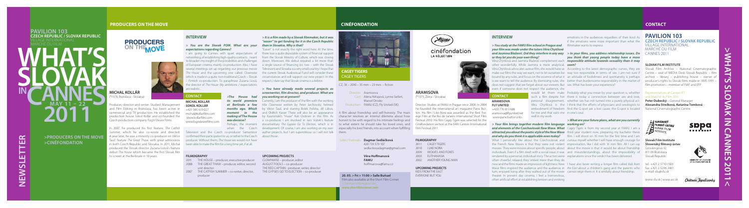NEWSLETTER

# WHAT'S SLOVAK IN CANNES 2011

MAY 11 – 22

PAVILION 103
CZECH REPUBLIC / SLOVAK REPUBLIC
VILLAGE INTERNATIONAL
MARCHÉ DU FILM

>PRODUCERS ON THE MOVE
>CINÉFONDATION

## PRODUCERS ON THE MOVE

### MICHAL KOLLÁR

(*1978, Bratislava - Slovakia)

Producer, director and writer. Studied Management and Film Editing in Bratislava, has been active in commercial and TV production. He established the production house Sokol Kollár and co-founded the Czech production company Fog'n'Desire Films.

In 2007, he produced his first feature, *The Catfish Summer*, which he also co-wrote and directed. A year later, he was a minority co-producer on Viktor Tauš' feature *The Great Thaw*, with great admissions in both Czech Republic and Slovakia. In 2011, Michal produced the Slovak director Zuzana Liová's feature debut *The House* which became the first Slovak film to screen at the Berlinale in 10 years.

### INTERVIEW

**> You are the Slovak POM. What are your expectations regarding Cannes?**

I am going to Cannes with quiet expectations of networking, of establishing high-quality contacts. I want to broaden my insight of the possibilities and challenges of European cinema, mainly co-production. Also, I have several meetings set up regarding our previous movie *The House* and the upcoming one called *Clownwise* which is made in a quite non-traditional Czech – Slovak – Finnish co-production. To paraphrase Zuzana Liová, the director of *The House*: My ambitions / expectations are realistic...

**> It is a film made by a Slovak filmmaker, but it was "easier" to get funding for it in the Czech Republic than in Slovakia. Why is that?**

"Easier" is not exactly the right word here. At the time, there was a quite disputable system of financial support from the Slovak Ministry of Culture, which was closing down. Moreover, this debut required a lot more than a single source of financing (ex. two – with the Slovak Television) and Slovakia is a very small country. I hope that the current Slovak Audiovisual Fund will consider these circumstances and will support our new project. In the respect, I dare say that Slovak cinema is a debtor.

**>The House had its world premiere at Berlinale a few months ago. Which moment in the making of The House was decisive?**

Perhaps, the moment when the Czech Television and the Czech co-producer Samastrior confirmed their participation to us, or rather to the Czech producer. Without them, *The House* we would not have been able to make the film for a long time yet, if at all.

**> You have already made several projects as screenwriter, film director, and producer. What are you working on at present?**

Currently, I am the producer of the film with the working title *Clownwise* written by Peter Jarchovský, helmed by Viktor Tauš, and starring Bolek Polívka, Jiří Lábus, and Oldřich Kaiser. There will also be an appearance by Kaurismäki's "muse" Kati Outinen in this film. As a co-producer, I am involved in Jaro Vojtek's feature documentary *The Gypsies Go To Election*, which is in development. Of course, I am also working on my own auteur projects, but I am superstitious so I will not talk about those...

#### CONTACT

**MICHAL KOLLÁR**
**SOKOL KOLLÁR**
+421 905 619 027
michal@kollarfilm.com
www.kollarfilm.com
www.fogndesirefilms.com

#### FILMOGRAPHY

2011 THE HOUSE – producer, executive producer
2008 THE GREAT THAW – producer, editor, second unit director
2007 THE CATFISH SUMMER – co-writer, director, producer

#### UPCOMING PROJECTS

CLOWNWISE – producer, editor
AUGUST FOOLS – co-producer
THE RED CAPTAIN - producer, writer, director
THE GYPSIES GO TO ELECTION – co-producer

## CINÉFONDATION

cinéfondation
LA SÉLECTION

### CAGEY TIGERS
CAGEY TIGERS

CZ, SK – 2010 – 35 mm – 23 min. – fiction

Director: Aramisova
Cast: Alena Mihulová, Lynne Seifert, Marcel Ondsko
Production: FAMU (CZ), Fly United (SK)

A film about friendship and self-honesty. The main character resolves an internal dilemma about how honest to be with regard to his intimate feelings and to what extent he should take his loved ones, and especially his best friends, into account when fulfilling them.

Sales / Festivals: **Dagmar Sedláčková**
420 735 579 107
sedlackovadagmar@gmail.com

**Věra Hoffmanová**
**FAMU**
hoffmanova@famu.cz

**20. 05. > Fri > 11:00 > Salle Buñuel**
Film also available at the Short Film Corner
www.shortfilmcorner.com

### ARAMISOVA

(*1973, Žilina - Slovakia)

Director. Studies at FAMU in Prague since 2008. In 2004 he founded the international art magazine Panic Button. His film *I Like Nora* was awarded as the Best Foreign Film at the Rio de Janeiro International Short Film Festival 2010. His film *Cagey Tigers* was selected for the Cinéfondation section at the 64th Cannes International Film Festival 2011.

#### FILMOGRAPHY

2011 CAGEY TIGERS
2010 I LIKE NORA
2009 WOLVES AND FOXES
2003 EUTHANASIA
2002 ANOTHER YOUNG MAN

#### UPCOMING PROJECTS

KIDS FROM THE EAST
EVERYONE BUT YOU

### INTERVIEW

**> You study at the FAMU film school in Prague and your film was made under the tutors Věra Chytilová and Jasmina Blaževič. Did they interfere in any way or they let you do your own thing?**

Věra Chytilová and Jasmina Blaževič complement each other wonderfully. While Jasmina is more analytical, Věra Chytilová advocates auteur film; she would have us make our films the way we want, not to let ourselves be bound by any rules, and focus on the essence of what it is we want to tell the audience. By dismissing rules, she does not suggest that we forget about our viewers. But even if someone does not respect the audience, she would let them make such a film despite her personal disagreement.

**> Your film brings together modern film language and elements of the Czechoslovak New Wave. What attracted you about the poetic style of the New Wave and why do you think it is applicable even today?**

What I personally like about the Czechoslovak and the French New Waves is that they were not violent movies. They were movies about specific people, about individuals. Even if a film dealt with a social issue, it was rendered by a personal, individual story. The actors were often cheerful, relaxed; they smiled more than they do now and the films made an impression of lightness. New Wave films inspired the audience and the audience, in turn, enjoyed living after they walked out of the movie theater. In present day cinema, I feel a tremendous, often artificial effort at establishing tension and evoking emotions in the audiences regardless of their kind. As if the emotions were more important than what the filmmaker wants to express.

**> In your films, you address relationship issues. Do you think that young people today have a more responsible attitude towards sexuality than it may seem?**

According to the latest demographic curves, they are way too responsible in terms of sex. I am not sure if an attitude of foolishness and spontaneity is perhaps better than burdensome responsibility in the matter of sex. What has been your experience?

Probably what you mean by your question is, whether there is today a connection between sex and love, whether sex has not turned into a purely physical act. I think that the efforts of physicians and sexologists to find the G-spot are a lost cause; the G-spot is located in one's soul.

**> What are your future plans, what are you currently working on?**

*Cagey Tigers* is from my second year at FAMU. I am a third year student now, preparing my bachelor thesis film. I will shoot on 35 mm for the first time and I am curious myself whether I will have enough courage for improvisation, like I did with 16 mm film. All I can say about the movie is that it would be about friendship and misunderstandings, about the impossibility of explanations since the verdict has been delivered.

I have also been writing a longer film called *Kids from the East* about a children's gang and the parents who cannot reign them in. It is similarly about friendship.

#### CONTACT

**ARAMISOVA**
**FLY UNITED**
+420 776 013 688
aramisova@flyunited.net
www.panicbutton.info

## CONTACT

### PAVILION 103
CZECH REPUBLIC / SLOVAK REPUBLIC
VILLAGE INTERNATIONAL
MARCHÉ DU FILM
CANNES 2011

#### SLOVAK FILM INSTITUTE

Slovak Film Archive – National Cinematographic Centre – seat of MEDIA Desk Slovak Republic – film archive – library – publishing house – owner of producer's rights to Slovak films made in 1895-1991 – film promotion – member of FIAF and EFP

Representatives at Cannes IFF and Marché du Film 2011:
**Peter Dubecký** – General Manager
**Alexandra Strelková, Katarína Tomková** – National Cinematographic Centre

Slovenský filmový ústav – Slovak Film Institute

sppa

Ministry of Culture of Slovak Republic

**Slovak Film Institute**
**Slovenský filmový ústav**
Grösslingová 32
811 09 Bratislava
Slovak Republic

tel.: +421 2 5710 1503
fax: +421 2 5296 3461
e-mail: sfu@sfu.sk

www.sfu.sk | www.aic.sk

Chateau Topoľčianky

>WHAT'S SLOVAK IN CANNES 2011<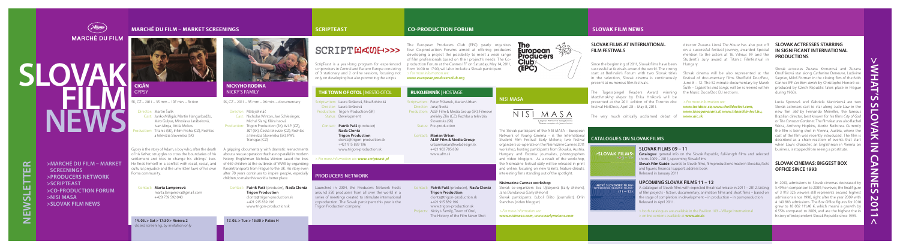MARCHÉ DU FILM

# SLOVAK FILM NEWS

NEWSLETTER

>MARCHÉ DU FILM – MARKET SCREENINGS
>PRODUCERS NETWORK
>SCRIPTEAST
>CO-PRODUCTION FORUM
>NISI MASA
>SLOVAK FILM NEWS

## MARCHÉ DU FILM – MARKET SCREENINGS

### CIGÁN
GYPSY

SK, CZ – 2011 – 35 mm – 107 min. – fiction

Director: Martin Šulík
Cast: Janko Mižigár, Martin Hangurbadžo, Miro Gulyas, Miroslava Jarábeková, Ivan Mirga, Attila Mokos
Production: Titanic (SK), Infilm Praha (CZ), Rozhlas a televízia Slovenska (SK)

Gypsy is the story of Adam, a boy who, after the death of his father, struggles to cross the boundaries of his settlement and tries to change his siblings' lives. He finds himself in a conflict with racial, social, and cultural prejudice and the unwritten laws of his own Roma community.

Contact: **Marta Lamperová**
marta.lamperova@gmail.com
+420 739 592 040

**14. 05. > Sat > 17:30 > Riviera 2**
closed screening, by invitation only

### NICKYHO RODINA
NICKY'S FAMILY

SK, CZ – 2011 – 35 mm – 96 min. – documentary

Director: Matej Mináč
Cast: Nicholas Winton, Joe Schlesinger, Michal Slamý, Klára Issová
Production: Trigon Production (SK), W.I.P. (CZ), J&T (SK), Česká televízia (CZ), Rozhlas a televízia Slovenska (SK), RWE Transgas (CZ)

A gripping documentary with dramatic reenactments about a rescue operation that has no parallel in modern history. Englishman Nicholas Winton saved the lives of 669 children at the outbreak of WWII by organizing Kindertransports from Prague to the UK. His story even after 70 years continues to inspire people, especially children, to make this world a better place.

Contact: **Patrik Pašš** (producer), **Nadda Clontz**
**Trigon Production**
clontz@trigon-production.sk
+421 915 839 196
www.trigon-production.sk

**17. 05. > Tue > 15:30 > Palais H**

## SCRIPTEAST

SCRIPTEAST>>>

ScriptEast is a year-long program for experienced scriptwriters in Central and Eastern Europe consisting of 3 stationary and 2 online sessions, focusing not only on developing but also promoting the scripts.

### THE TOWN OF OTOL | MESTO OTOL

Scriptwriters: Laura Siváková, Iléna Bohinská
Director: Laura Siváková
Production: Trigon Production (SK)
Status: Development

Contact: **Patrik Pašš** (producer)
**Nada Clontz**
**Trigon Production**
clontz@trigon-production.sk
+421 915 839 196
www.trigon-production.sk

> For more information see: ***www.scripteast.pl***

## PRODUCERS NETWORK

Launched in 2004, the Producers Network hosts around 550 producers from all over the world in a series of meetings created to stimulate international coproduction. The Slovak participant this year is the Trigon Production company.

## CO-PRODUCTION FORUM

The European Producers Club (EPC) yearly organizes four Co-Production Forums aimed at offering producers developing a project the possibility to meet a wide range of film professionals based on their project's needs. The Co-production Forum at the Cannes IFF on Saturday, May 14, 2011, from 14:00 to 17:00, will also include a Slovak participant.

> For more information see: ***www.europeanproducersclub.org***

The European Producers Club (EPC)

### RUKOJEMNÍK | HOSTAGE

Scriptwriters: Peter Pištanek, Marian Urban
Director: Juraj Nvota
Production: ALEF Film & Media Group (SK), Filmové ateliéry Zlín (CZ), Rozhlas a televízia Slovenska (SK)
Status: Pre-production

Contact: **Marian Urban**
**ALEF Film & Media Group**
urbanmarian@webdesign.sk
+421 903 705 809
www.afm.sk

Contact: **Patrik Pašš** (producer), **Nadda Clontz**
**Trigon Production**
clontz@trigon-production.sk
+421 915 839 196
www.trigon-production.sk
Projects: Nicky's Family, Town of Otol, The History of the Film Never Shot

## NISI MASA

NISI MASA – European Network of Young Cinema

The Slovak participant of the NISI MASA – European Network of Young Cinema – is the International Student Film Festival Early Melons; two festival organizers co-operate on the Nisimazine Cannes 2011 workshop, hosting participants from Slovakia, Austria, Hungary and Estonia: journalists, photographers and video bloggers. As a result of the workshop, the Nisimazine festival daily will be released in print and online, focusing on new talents, feature debuts, interesting films standing out of the spotlight.

**Nisimazine Cannes workshop**
Slovak co-organizers: Eva Uljaková (Early Melons), Jana Dandárová (Early Melons)
Slovak participants: Ľuboš Blško (journalist), Orlin Stanchev (video blogger)

> For more information see: ***www.nisimasa.com, www.earlymelons.com***

## SLOVAK FILM NEWS

### SLOVAK FILMS AT INTERNATIONAL FILM FESTIVALS

Since the beginning of 2011, Slovak films have been successful at festivals around the world. The strong start at Berlinale's Forum with two Slovak titles in the selection, Slovak cinema is continuously present at numerous film festivals.

The Tagesspiegel Readers Award winning *Matchmaking Mayor* by Erika Hníková will be presented at the 2011 edition of the Toronto doc festival HotDocs, April 28 – May 8, 2011.

The very much critically acclaimed debut of director Zuzana Liová *The House* has also put off on a successful festival journey, awarded Special mention to the actors at 16. Vilnius IFF and the Student's Jury award at Titanic Filmfestival in Hungary.

Slovak cinema will be also represented at the festival of documentary films Sheffield Doc/Fest, June 8 – 12. The 52 minute documentary by Marek Šulík – *Cigarettes and Songs*, will be screened within the Music Docs/Doc Ed sections.

> For more information see:
***www.hotdocs.ca, www.sheffdocfest.com, www.kinopavasaris.lt, www.titanicfilmfest.hu, www.aic.sk***

### CATALOGUES ON SLOVAK FILMS

#### SLOVAK FILMS 09 – 11

**Catalogue**: general info on the Slovak Republic, full-length films and selected shorts 2009 – 2011, upcoming Slovak films.
**Slovak Film Guide**: awards to Slovak films, film productions made in Slovakia, facts and figures, financial support, address book.
Released in January 2011.

#### UPCOMING SLOVAK FILMS 11 – 12

A catalogue of Slovak films with expected theatrical release in 2011 – 2012. Listing of film projects - fiction, documentary, animation films and short films – based on the stage of completion in development – in production – in post-production. Released in April 2011.

> both catalogues are available in the Pavilion 105 – Village International
> online versions available at ***www.aic.sk***

### SLOVAK ACTRESSES STARRING IN SIGNIFICANT INTERNATIONAL PRODUCTIONS

Slovak actresses Zuzana Kronerová and Zuzana Onufráková star along Catherine Deneuve, Ludivine Sagnier, Miloš Forman in the closing film of the 64th Cannes IFF *Les Bien-aimés* by Christophe Honoré co-produced by Czech Republic takes place in Prague during 1960s.

Lucia Siposová and Gabriela Marcinková are two Slovak actresses cast to star along Jude Law in the new film *360* by Fernando Meirelles, the famous Brazilian director, best known for his films *City of God* or *The Constant Gardener*. The film features also Rachel Weisz, Anthony Hopkins, Moritz Bleibtreu. Currently the film is being shot in Vienna, Austria, where the cast of the film was recently introduced. The film is described as a chain reaction of events that start when Law's character, an Englishman in Vienna on business, is stopped from seeing a prostitute.

### SLOVAK CINEMAS: BIGGEST BOX OFFICE SINCE 1993

In 2010, admissions to Slovak cinemas decreased by 5.49% in comparison to 2009, however, the final figure of 3 913 326 viewers still represents second highest admissions since 1998, right after the year 2009 with 4 140 883 admissions. The Box Office figures for 2010 grew to 18 032 111,40 €, which means a growth by 6.55% compared to 2009, and are the highest in the history of independent Slovak Republic since 1993.

>WHAT'S SLOVAK IN CANNES 2011<